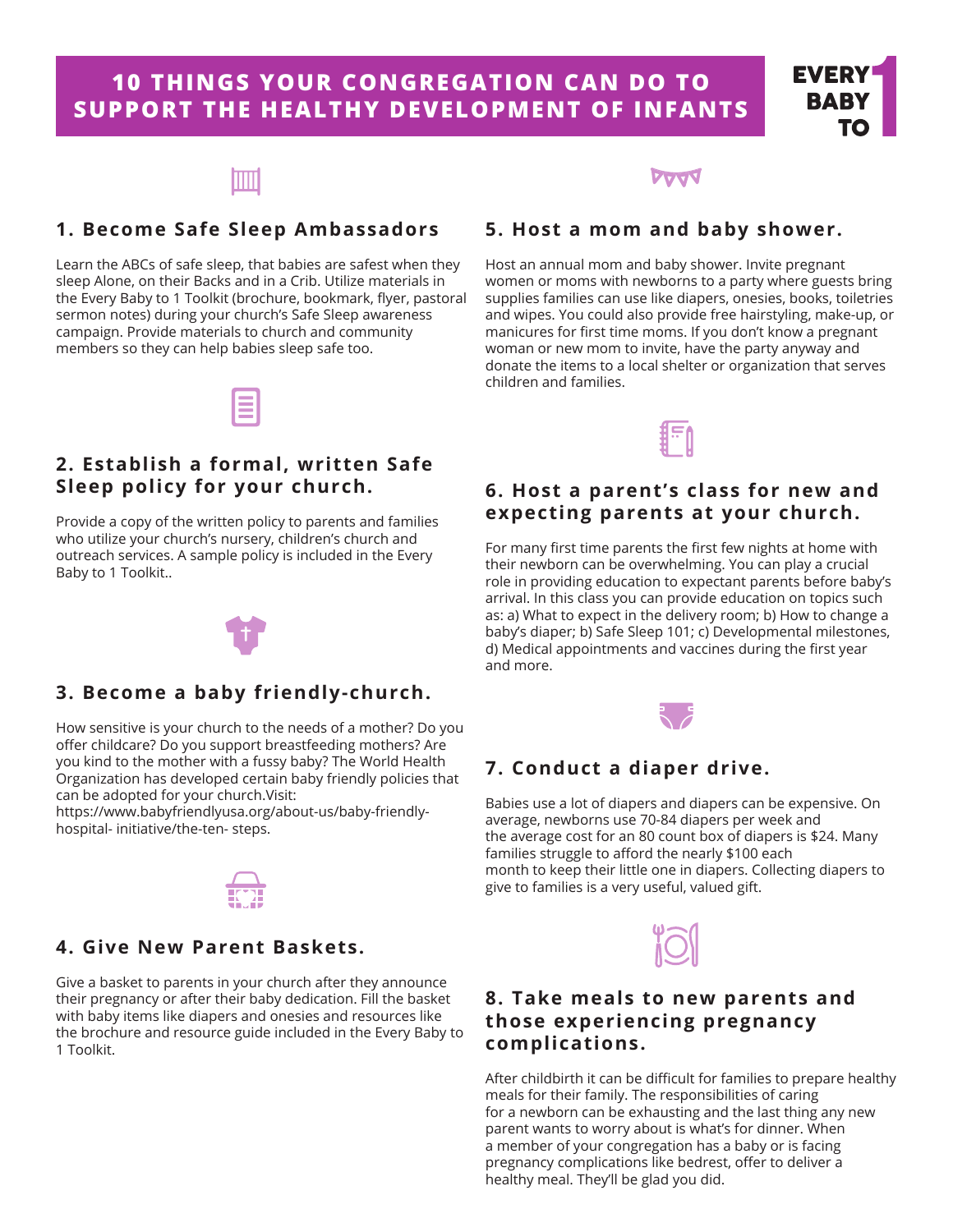# 10 THINGS YOUR CONGREGATION CAN DO TO SUPPORT THE HEALTHY DEVELOPMENT OF INFANTS

EVERY BABY TO 1

## 1. Become Safe Sleep Ambassadors

Learn the ABCs of safe sleep, that babies are safest when they sleep Alone, on their Backs and in a Crib. Utilize materials in the Every Baby to 1 Toolkit (brochure, bookmark, flyer, pastoral sermon notes) during your church's Safe Sleep awareness campaign. Provide materials to church and community members so they can help babies sleep safe too.

## 2. Establish a formal, written Safe Sleep policy for your church.

Provide a copy of the written policy to parents and families who utilize your church's nursery, children's church and outreach services. A sample policy is included in the Every Baby to 1 Toolkit..

## 3. Become a baby friendly-church.

How sensitive is your church to the needs of a mother? Do you offer childcare? Do you support breastfeeding mothers? Are you kind to the mother with a fussy baby? The World Health Organization has developed certain baby friendly policies that can be adopted for your church.Visit: https://www.babyfriendlyusa.org/about-us/baby-friendly-hospital- initiative/the-ten- steps.

## 4. Give New Parent Baskets.

Give a basket to parents in your church after they announce their pregnancy or after their baby dedication. Fill the basket with baby items like diapers and onesies and resources like the brochure and resource guide included in the Every Baby to 1 Toolkit.

## 5. Host a mom and baby shower.

Host an annual mom and baby shower. Invite pregnant women or moms with newborns to a party where guests bring supplies families can use like diapers, onesies, books, toiletries and wipes. You could also provide free hairstyling, make-up, or manicures for first time moms. If you don't know a pregnant woman or new mom to invite, have the party anyway and donate the items to a local shelter or organization that serves children and families.

## 6. Host a parent's class for new and expecting parents at your church.

For many first time parents the first few nights at home with their newborn can be overwhelming. You can play a crucial role in providing education to expectant parents before baby's arrival. In this class you can provide education on topics such as: a) What to expect in the delivery room; b) How to change a baby's diaper; b) Safe Sleep 101; c) Developmental milestones, d) Medical appointments and vaccines during the first year and more.

## 7. Conduct a diaper drive.

Babies use a lot of diapers and diapers can be expensive. On average, newborns use 70-84 diapers per week and the average cost for an 80 count box of diapers is $24. Many families struggle to afford the nearly $100 each month to keep their little one in diapers. Collecting diapers to give to families is a very useful, valued gift.

## 8. Take meals to new parents and those experiencing pregnancy complications.

After childbirth it can be difficult for families to prepare healthy meals for their family. The responsibilities of caring for a newborn can be exhausting and the last thing any new parent wants to worry about is what's for dinner. When a member of your congregation has a baby or is facing pregnancy complications like bedrest, offer to deliver a healthy meal. They'll be glad you did.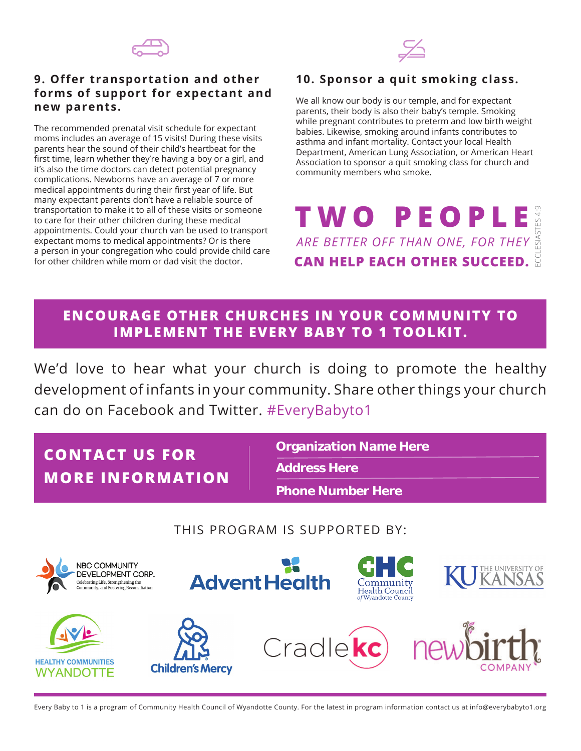### 9. Offer transportation and other forms of support for expectant and new parents.

The recommended prenatal visit schedule for expectant moms includes an average of 15 visits! During these visits parents hear the sound of their child's heartbeat for the first time, learn whether they're having a boy or a girl, and it's also the time doctors can detect potential pregnancy complications. Newborns have an average of 7 or more medical appointments during their first year of life. But many expectant parents don't have a reliable source of transportation to make it to all of these visits or someone to care for their other children during these medical appointments. Could your church van be used to transport expectant moms to medical appointments? Or is there a person in your congregation who could provide child care for other children while mom or dad visit the doctor.

### 10. Sponsor a quit smoking class.

We all know our body is our temple, and for expectant parents, their body is also their baby's temple. Smoking while pregnant contributes to preterm and low birth weight babies. Likewise, smoking around infants contributes to asthma and infant mortality. Contact your local Health Department, American Lung Association, or American Heart Association to sponsor a quit smoking class for church and community members who smoke.

**TWO PEOPLE** *ARE BETTER OFF THAN ONE, FOR THEY* **CAN HELP EACH OTHER SUCCEED.** ECCLESIASTES 4:9

## ENCOURAGE OTHER CHURCHES IN YOUR COMMUNITY TO IMPLEMENT THE EVERY BABY TO 1 TOOLKIT.

We'd love to hear what your church is doing to promote the healthy development of infants in your community. Share other things your church can do on Facebook and Twitter. #EveryBabyto1

## CONTACT US FOR MORE INFORMATION

**Organization Name Here**

**Address Here**

**Phone Number Here**

THIS PROGRAM IS SUPPORTED BY:

NBC COMMUNITY DEVELOPMENT CORP. Celebrating Life, Strengthening the Community, and Fostering Reconciliation

AdventHealth

CHC Community Health Council of Wyandotte County

KU THE UNIVERSITY OF KANSAS

HEALTHY COMMUNITIES WYANDOTTE

Children's Mercy

Cradle kc

newbirth COMPANY

Every Baby to 1 is a program of Community Health Council of Wyandotte County. For the latest in program information contact us at info@everybabyto1.org